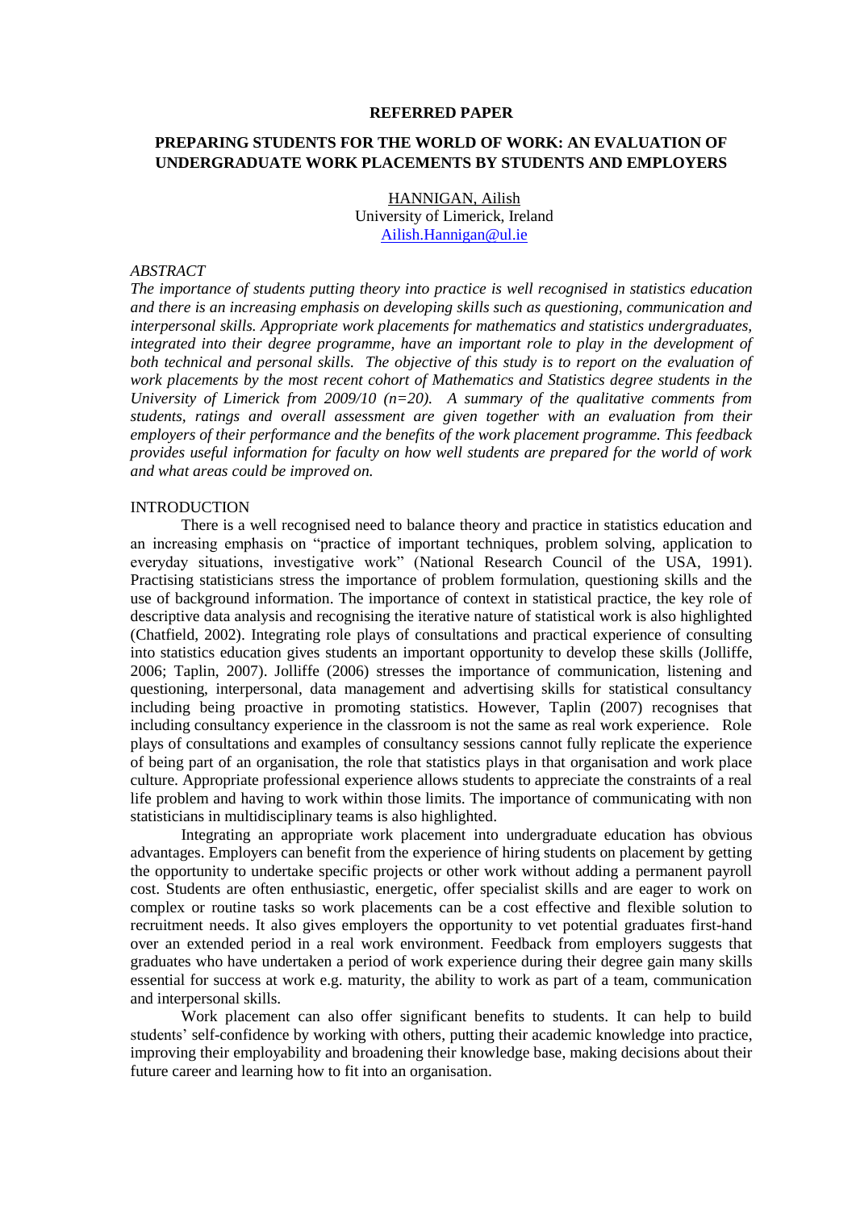**REFERRED PAPER**

# PREPARING STUDENTS FOR THE WORLD OF WORK: AN EVALUATION OF UNDERGRADUATE WORK PLACEMENTS BY STUDENTS AND EMPLOYERS

HANNIGAN, Ailish
University of Limerick, Ireland
Ailish.Hannigan@ul.ie

*ABSTRACT*

*The importance of students putting theory into practice is well recognised in statistics education and there is an increasing emphasis on developing skills such as questioning, communication and interpersonal skills. Appropriate work placements for mathematics and statistics undergraduates, integrated into their degree programme, have an important role to play in the development of both technical and personal skills. The objective of this study is to report on the evaluation of work placements by the most recent cohort of Mathematics and Statistics degree students in the University of Limerick from 2009/10 (n=20). A summary of the qualitative comments from students, ratings and overall assessment are given together with an evaluation from their employers of their performance and the benefits of the work placement programme. This feedback provides useful information for faculty on how well students are prepared for the world of work and what areas could be improved on.*

## INTRODUCTION

There is a well recognised need to balance theory and practice in statistics education and an increasing emphasis on "practice of important techniques, problem solving, application to everyday situations, investigative work" (National Research Council of the USA, 1991). Practising statisticians stress the importance of problem formulation, questioning skills and the use of background information. The importance of context in statistical practice, the key role of descriptive data analysis and recognising the iterative nature of statistical work is also highlighted (Chatfield, 2002). Integrating role plays of consultations and practical experience of consulting into statistics education gives students an important opportunity to develop these skills (Jolliffe, 2006; Taplin, 2007). Jolliffe (2006) stresses the importance of communication, listening and questioning, interpersonal, data management and advertising skills for statistical consultancy including being proactive in promoting statistics. However, Taplin (2007) recognises that including consultancy experience in the classroom is not the same as real work experience. Role plays of consultations and examples of consultancy sessions cannot fully replicate the experience of being part of an organisation, the role that statistics plays in that organisation and work place culture. Appropriate professional experience allows students to appreciate the constraints of a real life problem and having to work within those limits. The importance of communicating with non statisticians in multidisciplinary teams is also highlighted.

Integrating an appropriate work placement into undergraduate education has obvious advantages. Employers can benefit from the experience of hiring students on placement by getting the opportunity to undertake specific projects or other work without adding a permanent payroll cost. Students are often enthusiastic, energetic, offer specialist skills and are eager to work on complex or routine tasks so work placements can be a cost effective and flexible solution to recruitment needs. It also gives employers the opportunity to vet potential graduates first-hand over an extended period in a real work environment. Feedback from employers suggests that graduates who have undertaken a period of work experience during their degree gain many skills essential for success at work e.g. maturity, the ability to work as part of a team, communication and interpersonal skills.

Work placement can also offer significant benefits to students. It can help to build students' self-confidence by working with others, putting their academic knowledge into practice, improving their employability and broadening their knowledge base, making decisions about their future career and learning how to fit into an organisation.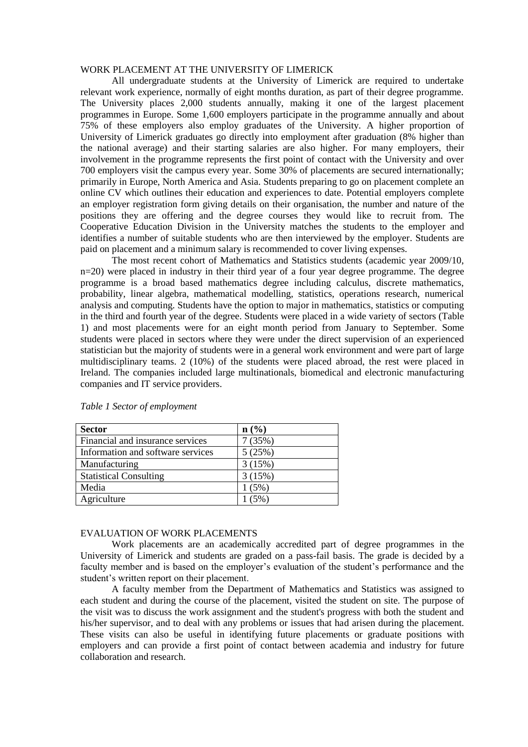## WORK PLACEMENT AT THE UNIVERSITY OF LIMERICK

All undergraduate students at the University of Limerick are required to undertake relevant work experience, normally of eight months duration, as part of their degree programme. The University places 2,000 students annually, making it one of the largest placement programmes in Europe. Some 1,600 employers participate in the programme annually and about 75% of these employers also employ graduates of the University. A higher proportion of University of Limerick graduates go directly into employment after graduation (8% higher than the national average) and their starting salaries are also higher. For many employers, their involvement in the programme represents the first point of contact with the University and over 700 employers visit the campus every year. Some 30% of placements are secured internationally; primarily in Europe, North America and Asia. Students preparing to go on placement complete an online CV which outlines their education and experiences to date. Potential employers complete an employer registration form giving details on their organisation, the number and nature of the positions they are offering and the degree courses they would like to recruit from. The Cooperative Education Division in the University matches the students to the employer and identifies a number of suitable students who are then interviewed by the employer. Students are paid on placement and a minimum salary is recommended to cover living expenses.

The most recent cohort of Mathematics and Statistics students (academic year 2009/10, n=20) were placed in industry in their third year of a four year degree programme. The degree programme is a broad based mathematics degree including calculus, discrete mathematics, probability, linear algebra, mathematical modelling, statistics, operations research, numerical analysis and computing. Students have the option to major in mathematics, statistics or computing in the third and fourth year of the degree. Students were placed in a wide variety of sectors (Table 1) and most placements were for an eight month period from January to September. Some students were placed in sectors where they were under the direct supervision of an experienced statistician but the majority of students were in a general work environment and were part of large multidisciplinary teams. 2 (10%) of the students were placed abroad, the rest were placed in Ireland. The companies included large multinationals, biomedical and electronic manufacturing companies and IT service providers.

*Table 1 Sector of employment*

| **Sector** | **n (%)** |
|---|---|
| Financial and insurance services | 7 (35%) |
| Information and software services | 5 (25%) |
| Manufacturing | 3 (15%) |
| Statistical Consulting | 3 (15%) |
| Media | 1 (5%) |
| Agriculture | 1 (5%) |

## EVALUATION OF WORK PLACEMENTS

Work placements are an academically accredited part of degree programmes in the University of Limerick and students are graded on a pass-fail basis. The grade is decided by a faculty member and is based on the employer's evaluation of the student's performance and the student's written report on their placement.

A faculty member from the Department of Mathematics and Statistics was assigned to each student and during the course of the placement, visited the student on site. The purpose of the visit was to discuss the work assignment and the student's progress with both the student and his/her supervisor, and to deal with any problems or issues that had arisen during the placement. These visits can also be useful in identifying future placements or graduate positions with employers and can provide a first point of contact between academia and industry for future collaboration and research.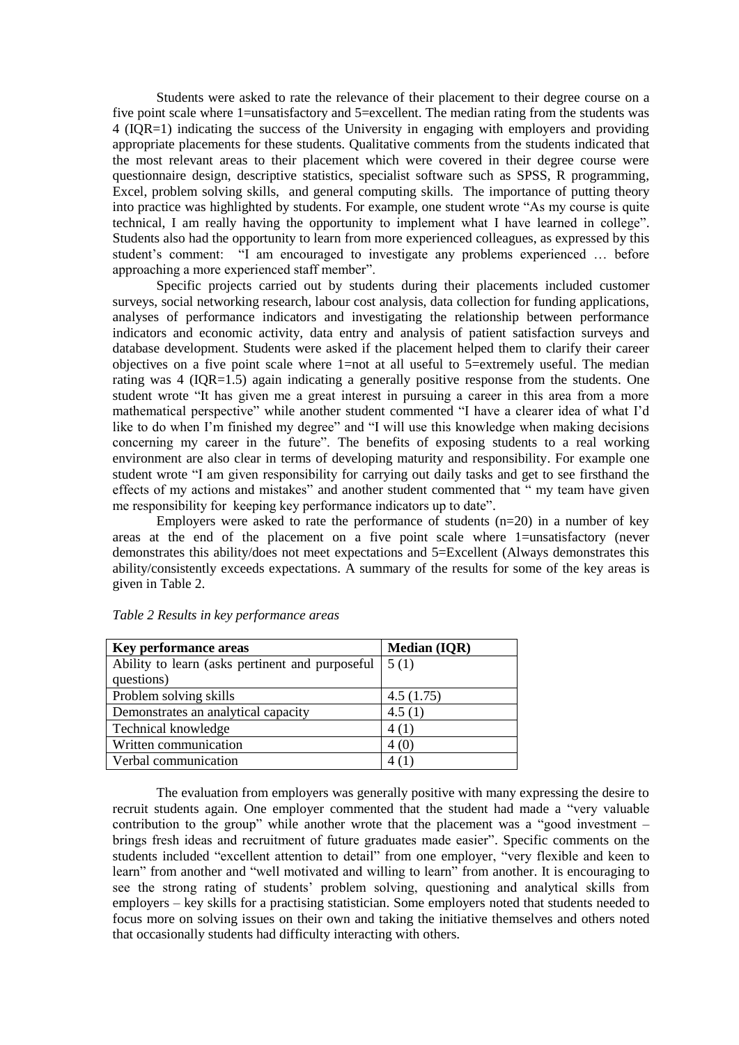Students were asked to rate the relevance of their placement to their degree course on a five point scale where 1=unsatisfactory and 5=excellent. The median rating from the students was 4 (IQR=1) indicating the success of the University in engaging with employers and providing appropriate placements for these students. Qualitative comments from the students indicated that the most relevant areas to their placement which were covered in their degree course were questionnaire design, descriptive statistics, specialist software such as SPSS, R programming, Excel, problem solving skills, and general computing skills. The importance of putting theory into practice was highlighted by students. For example, one student wrote "As my course is quite technical, I am really having the opportunity to implement what I have learned in college". Students also had the opportunity to learn from more experienced colleagues, as expressed by this student's comment: "I am encouraged to investigate any problems experienced … before approaching a more experienced staff member".

Specific projects carried out by students during their placements included customer surveys, social networking research, labour cost analysis, data collection for funding applications, analyses of performance indicators and investigating the relationship between performance indicators and economic activity, data entry and analysis of patient satisfaction surveys and database development. Students were asked if the placement helped them to clarify their career objectives on a five point scale where 1=not at all useful to 5=extremely useful. The median rating was 4 (IQR=1.5) again indicating a generally positive response from the students. One student wrote "It has given me a great interest in pursuing a career in this area from a more mathematical perspective" while another student commented "I have a clearer idea of what I'd like to do when I'm finished my degree" and "I will use this knowledge when making decisions concerning my career in the future". The benefits of exposing students to a real working environment are also clear in terms of developing maturity and responsibility. For example one student wrote "I am given responsibility for carrying out daily tasks and get to see firsthand the effects of my actions and mistakes" and another student commented that " my team have given me responsibility for keeping key performance indicators up to date".

Employers were asked to rate the performance of students (n=20) in a number of key areas at the end of the placement on a five point scale where 1=unsatisfactory (never demonstrates this ability/does not meet expectations and 5=Excellent (Always demonstrates this ability/consistently exceeds expectations. A summary of the results for some of the key areas is given in Table 2.

*Table 2 Results in key performance areas*

| Key performance areas | Median (IQR) |
|---|---|
| Ability to learn (asks pertinent and purposeful questions) | 5 (1) |
| Problem solving skills | 4.5 (1.75) |
| Demonstrates an analytical capacity | 4.5 (1) |
| Technical knowledge | 4 (1) |
| Written communication | 4 (0) |
| Verbal communication | 4 (1) |

The evaluation from employers was generally positive with many expressing the desire to recruit students again. One employer commented that the student had made a "very valuable contribution to the group" while another wrote that the placement was a "good investment – brings fresh ideas and recruitment of future graduates made easier". Specific comments on the students included "excellent attention to detail" from one employer, "very flexible and keen to learn" from another and "well motivated and willing to learn" from another. It is encouraging to see the strong rating of students' problem solving, questioning and analytical skills from employers – key skills for a practising statistician. Some employers noted that students needed to focus more on solving issues on their own and taking the initiative themselves and others noted that occasionally students had difficulty interacting with others.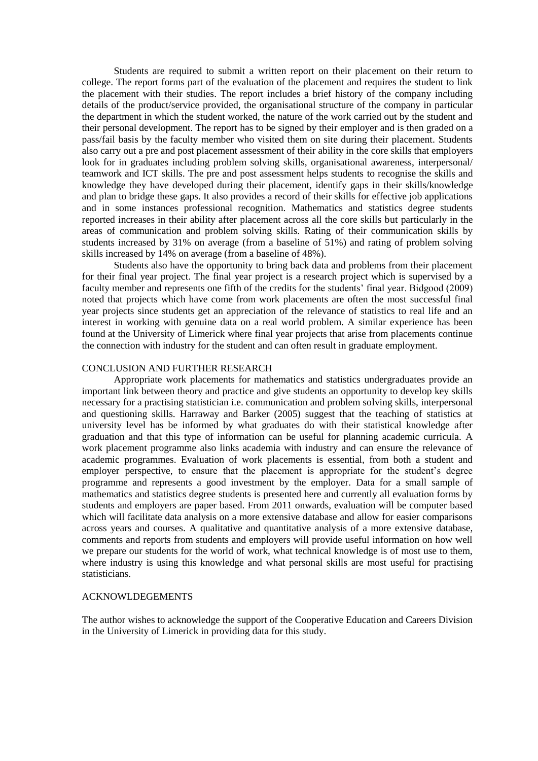Students are required to submit a written report on their placement on their return to college. The report forms part of the evaluation of the placement and requires the student to link the placement with their studies. The report includes a brief history of the company including details of the product/service provided, the organisational structure of the company in particular the department in which the student worked, the nature of the work carried out by the student and their personal development. The report has to be signed by their employer and is then graded on a pass/fail basis by the faculty member who visited them on site during their placement. Students also carry out a pre and post placement assessment of their ability in the core skills that employers look for in graduates including problem solving skills, organisational awareness, interpersonal/ teamwork and ICT skills. The pre and post assessment helps students to recognise the skills and knowledge they have developed during their placement, identify gaps in their skills/knowledge and plan to bridge these gaps. It also provides a record of their skills for effective job applications and in some instances professional recognition. Mathematics and statistics degree students reported increases in their ability after placement across all the core skills but particularly in the areas of communication and problem solving skills. Rating of their communication skills by students increased by 31% on average (from a baseline of 51%) and rating of problem solving skills increased by 14% on average (from a baseline of 48%).

Students also have the opportunity to bring back data and problems from their placement for their final year project. The final year project is a research project which is supervised by a faculty member and represents one fifth of the credits for the students' final year. Bidgood (2009) noted that projects which have come from work placements are often the most successful final year projects since students get an appreciation of the relevance of statistics to real life and an interest in working with genuine data on a real world problem. A similar experience has been found at the University of Limerick where final year projects that arise from placements continue the connection with industry for the student and can often result in graduate employment.

## CONCLUSION AND FURTHER RESEARCH

Appropriate work placements for mathematics and statistics undergraduates provide an important link between theory and practice and give students an opportunity to develop key skills necessary for a practising statistician i.e. communication and problem solving skills, interpersonal and questioning skills. Harraway and Barker (2005) suggest that the teaching of statistics at university level has be informed by what graduates do with their statistical knowledge after graduation and that this type of information can be useful for planning academic curricula. A work placement programme also links academia with industry and can ensure the relevance of academic programmes. Evaluation of work placements is essential, from both a student and employer perspective, to ensure that the placement is appropriate for the student's degree programme and represents a good investment by the employer. Data for a small sample of mathematics and statistics degree students is presented here and currently all evaluation forms by students and employers are paper based. From 2011 onwards, evaluation will be computer based which will facilitate data analysis on a more extensive database and allow for easier comparisons across years and courses. A qualitative and quantitative analysis of a more extensive database, comments and reports from students and employers will provide useful information on how well we prepare our students for the world of work, what technical knowledge is of most use to them, where industry is using this knowledge and what personal skills are most useful for practising statisticians.

## ACKNOWLDEGEMENTS

The author wishes to acknowledge the support of the Cooperative Education and Careers Division in the University of Limerick in providing data for this study.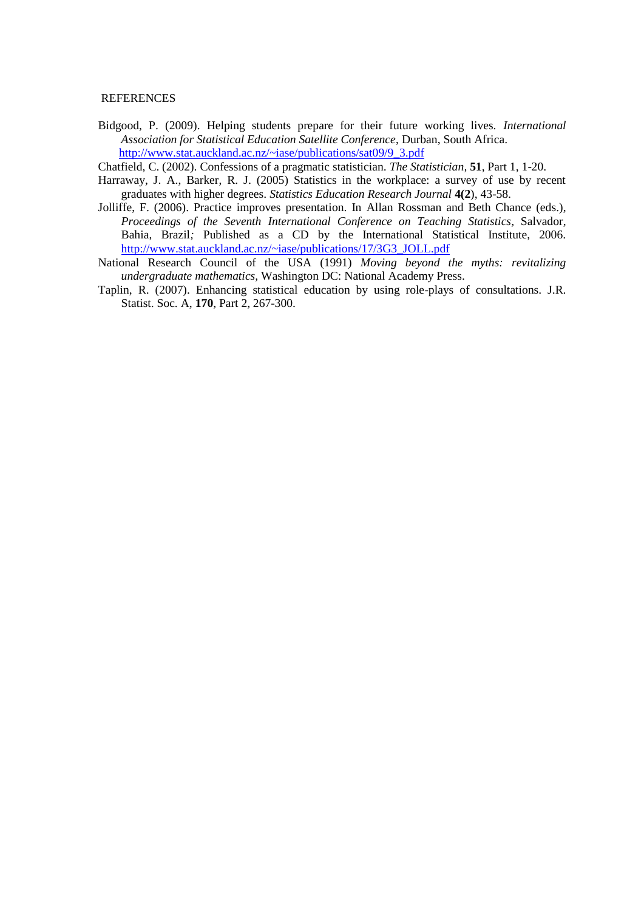REFERENCES

Bidgood, P. (2009). Helping students prepare for their future working lives. *International Association for Statistical Education Satellite Conference*, Durban, South Africa. http://www.stat.auckland.ac.nz/~iase/publications/sat09/9_3.pdf

Chatfield, C. (2002). Confessions of a pragmatic statistician. *The Statistician,* **51**, Part 1, 1-20.

Harraway, J. A., Barker, R. J. (2005) Statistics in the workplace: a survey of use by recent graduates with higher degrees. *Statistics Education Research Journal* **4(2**), 43-58.

Jolliffe, F. (2006). Practice improves presentation. In Allan Rossman and Beth Chance (eds.), *Proceedings of the Seventh International Conference on Teaching Statistics*, Salvador, Bahia, Brazil*;* Published as a CD by the International Statistical Institute, 2006. http://www.stat.auckland.ac.nz/~iase/publications/17/3G3_JOLL.pdf

National Research Council of the USA (1991) *Moving beyond the myths: revitalizing undergraduate mathematics*, Washington DC: National Academy Press.

Taplin, R. (2007). Enhancing statistical education by using role-plays of consultations. J.R. Statist. Soc. A, **170**, Part 2, 267-300.